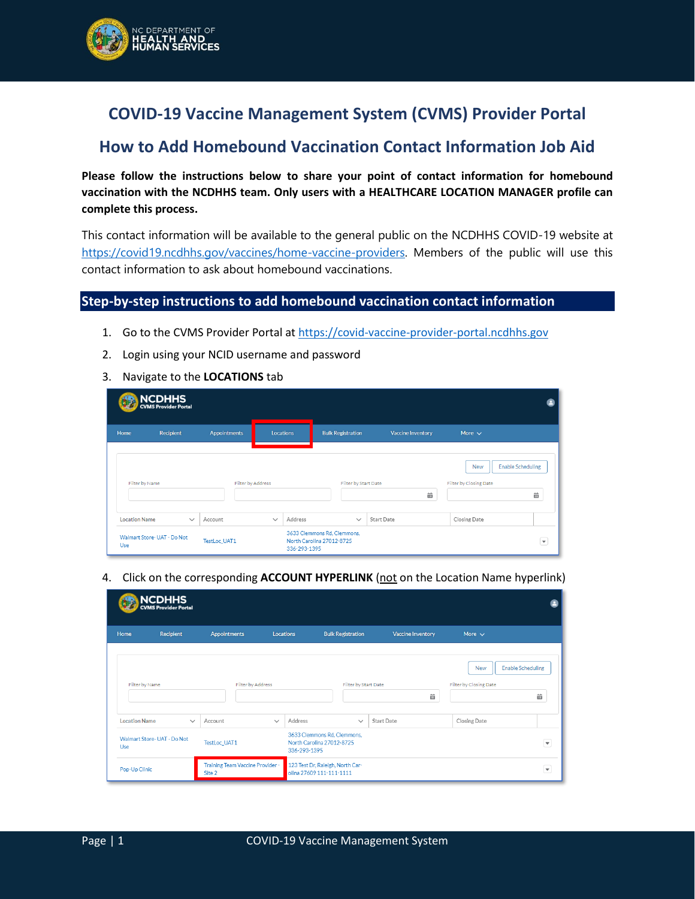# COVID-19 Vaccine Management System (CVMS) Provider Portal

## How to Add Homebound Vaccination Contact Information Job Aid

**Please follow the instructions below to share your point of contact information for homebound vaccination with the NCDHHS team. Only users with a HEALTHCARE LOCATION MANAGER profile can complete this process.**

This contact information will be available to the general public on the NCDHHS COVID-19 website at https://covid19.ncdhhs.gov/vaccines/home-vaccine-providers. Members of the public will use this contact information to ask about homebound vaccinations.

### Step-by-step instructions to add homebound vaccination contact information

1. Go to the CVMS Provider Portal at https://covid-vaccine-provider-portal.ncdhhs.gov
2. Login using your NCID username and password
3. Navigate to the **LOCATIONS** tab
4. Click on the corresponding **ACCOUNT HYPERLINK** (not on the Location Name hyperlink)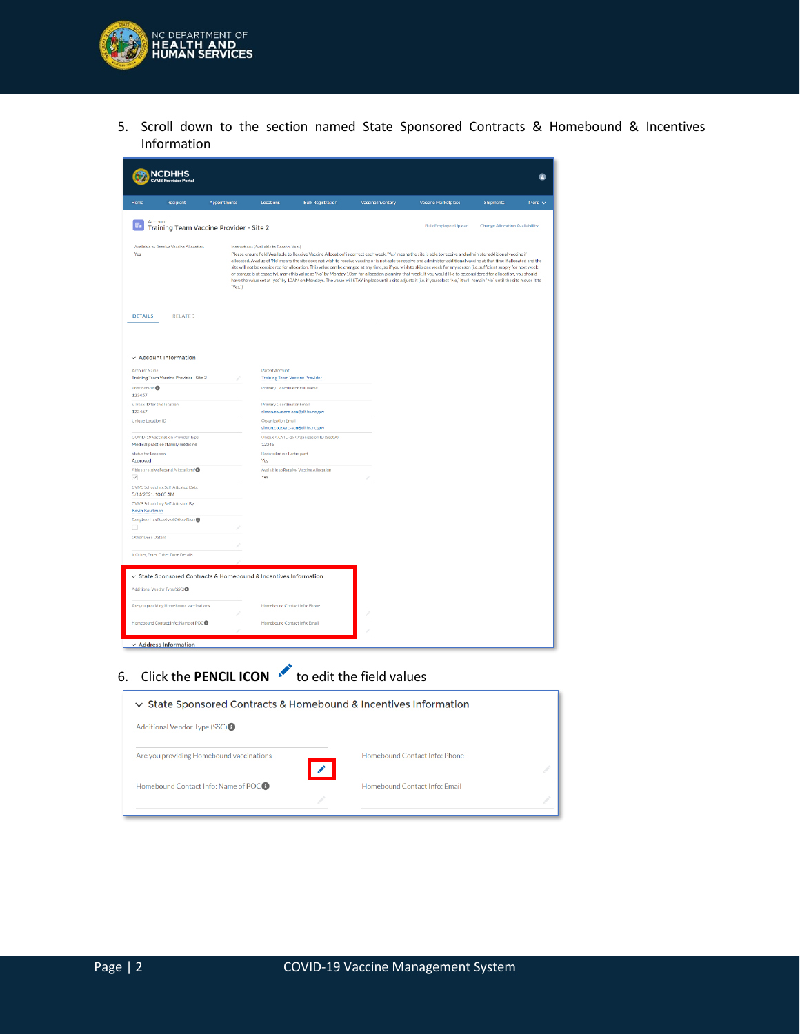5. Scroll down to the section named State Sponsored Contracts & Homebound & Incentives Information

6. Click the **PENCIL ICON** to edit the field values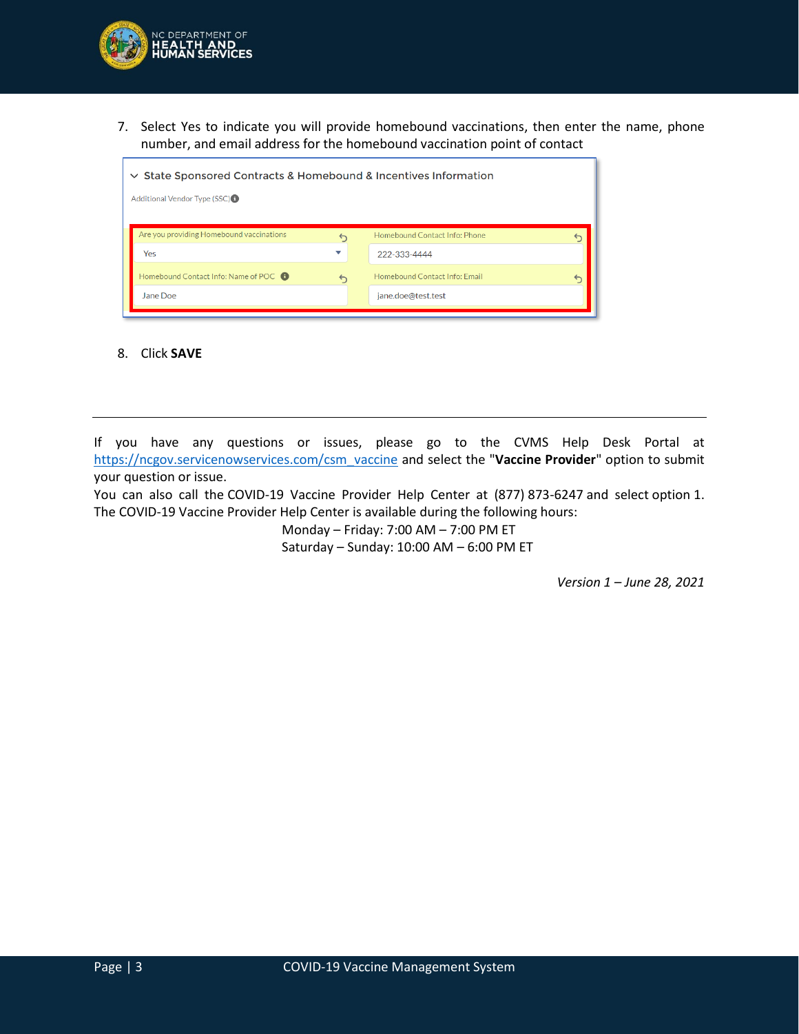7. Select Yes to indicate you will provide homebound vaccinations, then enter the name, phone number, and email address for the homebound vaccination point of contact

8. Click **SAVE**

---

If you have any questions or issues, please go to the CVMS Help Desk Portal at https://ncgov.servicenowservices.com/csm_vaccine and select the "**Vaccine Provider**" option to submit your question or issue.

You can also call the COVID-19 Vaccine Provider Help Center at (877) 873-6247 and select option 1. The COVID-19 Vaccine Provider Help Center is available during the following hours:

Monday – Friday: 7:00 AM – 7:00 PM ET
Saturday – Sunday: 10:00 AM – 6:00 PM ET

*Version 1 – June 28, 2021*